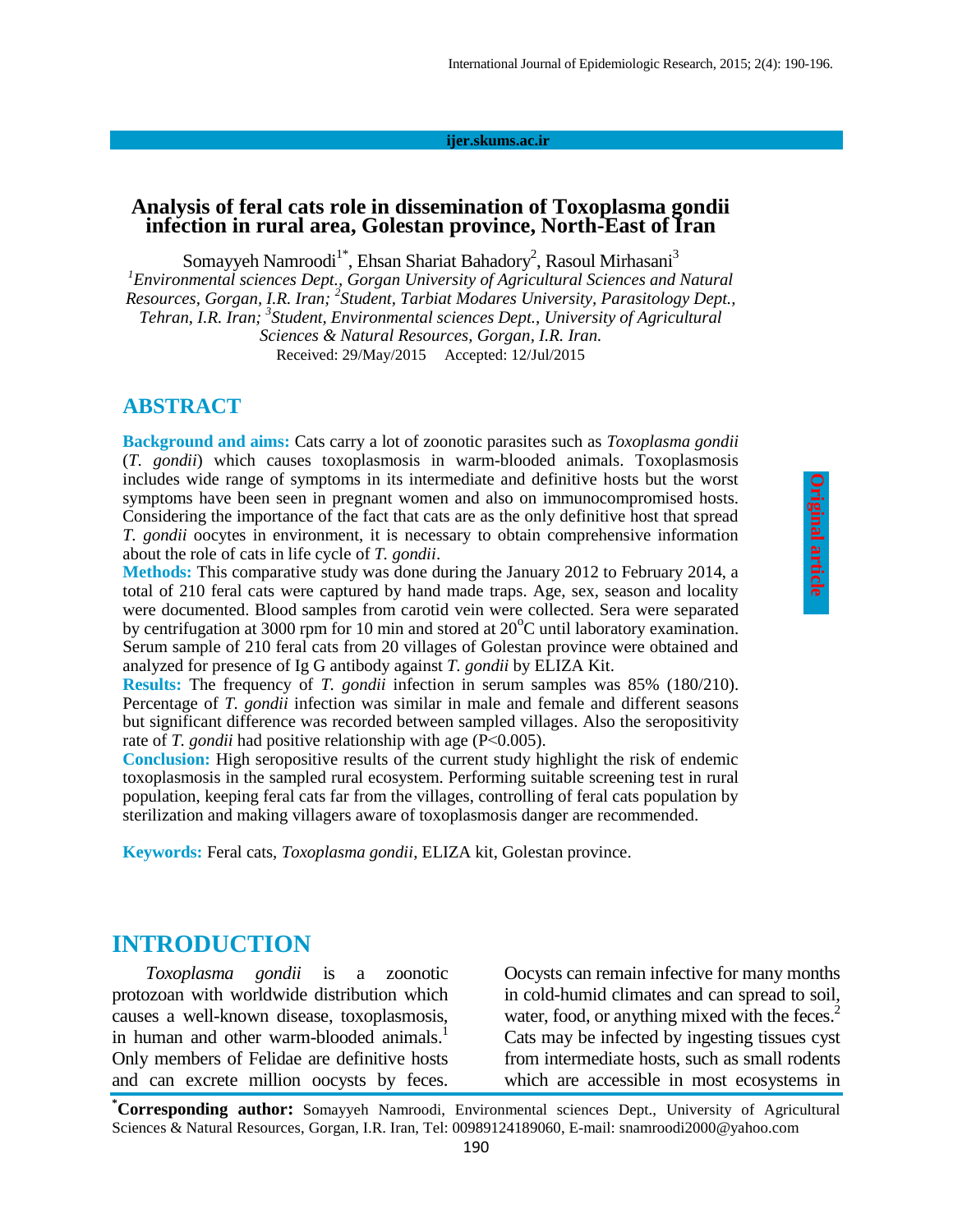# Analysis of feral cats role in dissemination of Toxoplasma gondii infection in rural area, Golestan province, North-East of Iran

Somayyeh Namroodi[1*], Ehsan Shariat Bahadory[2], Rasoul Mirhasani[3]

[1]*Environmental sciences Dept., Gorgan University of Agricultural Sciences and Natural Resources, Gorgan, I.R. Iran;* [2]*Student, Tarbiat Modares University, Parasitology Dept., Tehran, I.R. Iran;* [3]*Student, Environmental sciences Dept., University of Agricultural Sciences & Natural Resources, Gorgan, I.R. Iran.*

Received: 29/May/2015 Accepted: 12/Jul/2015

## ABSTRACT

**Background and aims:** Cats carry a lot of zoonotic parasites such as *Toxoplasma gondii* (*T. gondii*) which causes toxoplasmosis in warm-blooded animals. Toxoplasmosis includes wide range of symptoms in its intermediate and definitive hosts but the worst symptoms have been seen in pregnant women and also on immunocompromised hosts. Considering the importance of the fact that cats are as the only definitive host that spread *T. gondii* oocytes in environment, it is necessary to obtain comprehensive information about the role of cats in life cycle of *T. gondii*.

**Methods:** This comparative study was done during the January 2012 to February 2014, a total of 210 feral cats were captured by hand made traps. Age, sex, season and locality were documented. Blood samples from carotid vein were collected. Sera were separated by centrifugation at 3000 rpm for 10 min and stored at 20°C until laboratory examination. Serum sample of 210 feral cats from 20 villages of Golestan province were obtained and analyzed for presence of Ig G antibody against *T. gondii* by ELIZA Kit.

**Results:** The frequency of *T. gondii* infection in serum samples was 85% (180/210). Percentage of *T. gondii* infection was similar in male and female and different seasons but significant difference was recorded between sampled villages. Also the seropositivity rate of *T. gondii* had positive relationship with age ($P<0.005$).

**Conclusion:** High seropositive results of the current study highlight the risk of endemic toxoplasmosis in the sampled rural ecosystem. Performing suitable screening test in rural population, keeping feral cats far from the villages, controlling of feral cats population by sterilization and making villagers aware of toxoplasmosis danger are recommended.

**Keywords:** Feral cats, *Toxoplasma gondii*, ELIZA kit, Golestan province.

## INTRODUCTION

*Toxoplasma gondii* is a zoonotic protozoan with worldwide distribution which causes a well-known disease, toxoplasmosis, in human and other warm-blooded animals.[1] Only members of Felidae are definitive hosts and can excrete million oocysts by feces. Oocysts can remain infective for many months in cold-humid climates and can spread to soil, water, food, or anything mixed with the feces.[2] Cats may be infected by ingesting tissues cyst from intermediate hosts, such as small rodents which are accessible in most ecosystems in

*Corresponding author: Somayyeh Namroodi, Environmental sciences Dept., University of Agricultural Sciences & Natural Resources, Gorgan, I.R. Iran, Tel: 00989124189060, E-mail: snamroodi2000@yahoo.com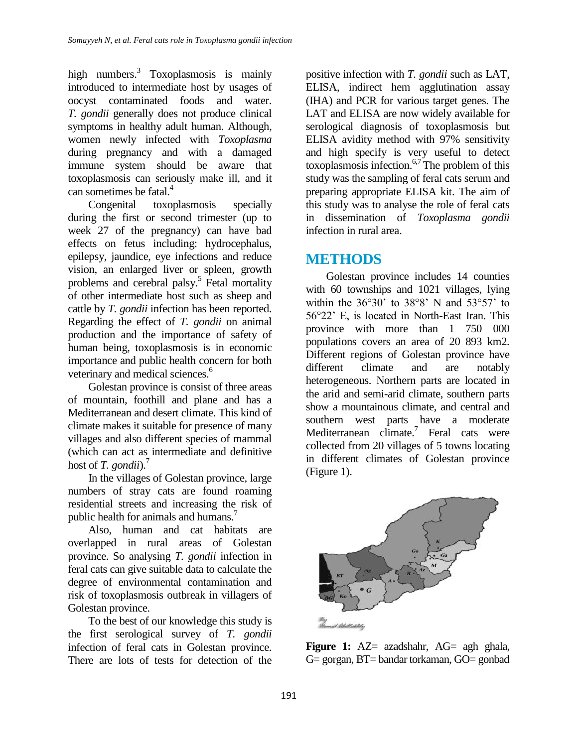high numbers.[3] Toxoplasmosis is mainly introduced to intermediate host by usages of oocyst contaminated foods and water. *T. gondii* generally does not produce clinical symptoms in healthy adult human. Although, women newly infected with *Toxoplasma* during pregnancy and with a damaged immune system should be aware that toxoplasmosis can seriously make ill, and it can sometimes be fatal.[4]

Congenital toxoplasmosis specially during the first or second trimester (up to week 27 of the pregnancy) can have bad effects on fetus including: hydrocephalus, epilepsy, jaundice, eye infections and reduce vision, an enlarged liver or spleen, growth problems and cerebral palsy.[5] Fetal mortality of other intermediate host such as sheep and cattle by *T. gondii* infection has been reported. Regarding the effect of *T. gondii* on animal production and the importance of safety of human being, toxoplasmosis is in economic importance and public health concern for both veterinary and medical sciences.[6]

Golestan province is consist of three areas of mountain, foothill and plane and has a Mediterranean and desert climate. This kind of climate makes it suitable for presence of many villages and also different species of mammal (which can act as intermediate and definitive host of *T. gondii*).[7]

In the villages of Golestan province, large numbers of stray cats are found roaming residential streets and increasing the risk of public health for animals and humans.[7]

Also, human and cat habitats are overlapped in rural areas of Golestan province. So analysing *T. gondii* infection in feral cats can give suitable data to calculate the degree of environmental contamination and risk of toxoplasmosis outbreak in villagers of Golestan province.

To the best of our knowledge this study is the first serological survey of *T. gondii* infection of feral cats in Golestan province. There are lots of tests for detection of the positive infection with *T. gondii* such as LAT, ELISA, indirect hem agglutination assay (IHA) and PCR for various target genes. The LAT and ELISA are now widely available for serological diagnosis of toxoplasmosis but ELISA avidity method with 97% sensitivity and high specify is very useful to detect toxoplasmosis infection.[6,7] The problem of this study was the sampling of feral cats serum and preparing appropriate ELISA kit. The aim of this study was to analyse the role of feral cats in dissemination of *Toxoplasma gondii* infection in rural area.

## METHODS

Golestan province includes 14 counties with 60 townships and 1021 villages, lying within the 36°30' to 38°8' N and 53°57' to 56°22' E, is located in North-East Iran. This province with more than 1 750 000 populations covers an area of 20 893 km2. Different regions of Golestan province have different climate and are notably heterogeneous. Northern parts are located in the arid and semi-arid climate, southern parts show a mountainous climate, and central and southern west parts have a moderate Mediterranean climate.[7] Feral cats were collected from 20 villages of 5 towns locating in different climates of Golestan province (Figure 1).

**Figure 1:** AZ= azadshahr, AG= agh ghala, G= gorgan, BT= bandar torkaman, GO= gonbad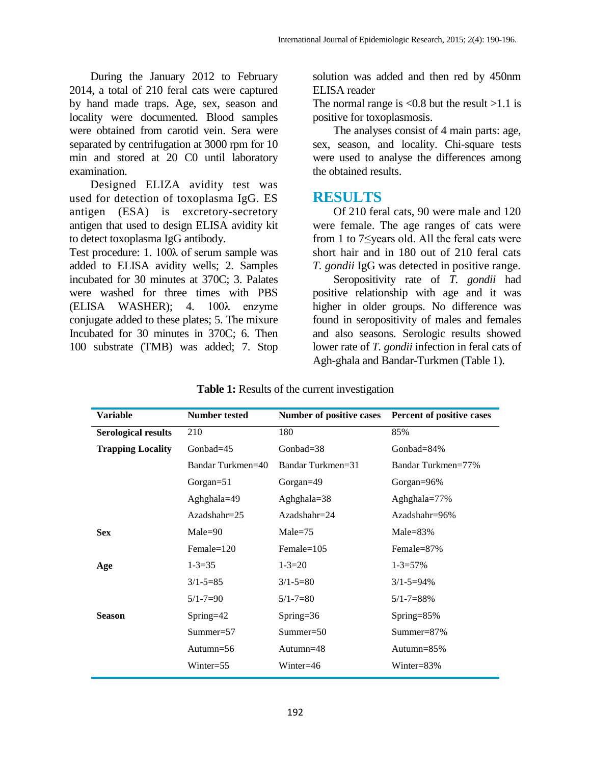During the January 2012 to February 2014, a total of 210 feral cats were captured by hand made traps. Age, sex, season and locality were documented. Blood samples were obtained from carotid vein. Sera were separated by centrifugation at 3000 rpm for 10 min and stored at 20 C0 until laboratory examination.

Designed ELIZA avidity test was used for detection of toxoplasma IgG. ES antigen (ESA) is excretory-secretory antigen that used to design ELISA avidity kit to detect toxoplasma IgG antibody.

Test procedure: 1. 100λ of serum sample was added to ELISA avidity wells; 2. Samples incubated for 30 minutes at 370C; 3. Palates were washed for three times with PBS (ELISA WASHER); 4. 100λ enzyme conjugate added to these plates; 5. The mixure Incubated for 30 minutes in 370C; 6. Then 100 substrate (TMB) was added; 7. Stop solution was added and then red by 450nm ELISA reader

The normal range is <0.8 but the result >1.1 is positive for toxoplasmosis.

The analyses consist of 4 main parts: age, sex, season, and locality. Chi-square tests were used to analyse the differences among the obtained results.

## RESULTS

Of 210 feral cats, 90 were male and 120 were female. The age ranges of cats were from 1 to 7≤years old. All the feral cats were short hair and in 180 out of 210 feral cats *T. gondii* IgG was detected in positive range.

Seropositivity rate of *T. gondii* had positive relationship with age and it was higher in older groups. No difference was found in seropositivity of males and females and also seasons. Serologic results showed lower rate of *T. gondii* infection in feral cats of Agh-ghala and Bandar-Turkmen (Table 1).

**Table 1:** Results of the current investigation

| Variable | Number tested | Number of positive cases | Percent of positive cases |
|---|---|---|---|
| **Serological results** | 210 | 180 | 85% |
| **Trapping Locality** | Gonbad=45 | Gonbad=38 | Gonbad=84% |
| | Bandar Turkmen=40 | Bandar Turkmen=31 | Bandar Turkmen=77% |
| | Gorgan=51 | Gorgan=49 | Gorgan=96% |
| | Aghghala=49 | Aghghala=38 | Aghghala=77% |
| | Azadshahr=25 | Azadshahr=24 | Azadshahr=96% |
| **Sex** | Male=90 | Male=75 | Male=83% |
| | Female=120 | Female=105 | Female=87% |
| **Age** | 1-3=35 | 1-3=20 | 1-3=57% |
| | 3/1-5=85 | 3/1-5=80 | 3/1-5=94% |
| | 5/1-7=90 | 5/1-7=80 | 5/1-7=88% |
| **Season** | Spring=42 | Spring=36 | Spring=85% |
| | Summer=57 | Summer=50 | Summer=87% |
| | Autumn=56 | Autumn=48 | Autumn=85% |
| | Winter=55 | Winter=46 | Winter=83% |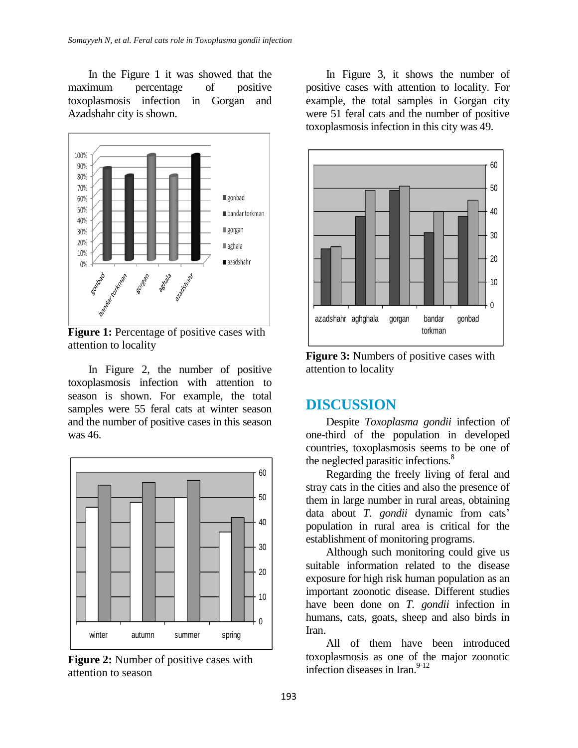In the Figure 1 it was showed that the maximum percentage of positive toxoplasmosis infection in Gorgan and Azadshahr city is shown.

**Figure 1:** Percentage of positive cases with attention to locality

In Figure 2, the number of positive toxoplasmosis infection with attention to season is shown. For example, the total samples were 55 feral cats at winter season and the number of positive cases in this season was 46.

**Figure 2:** Number of positive cases with attention to season

In Figure 3, it shows the number of positive cases with attention to locality. For example, the total samples in Gorgan city were 51 feral cats and the number of positive toxoplasmosis infection in this city was 49.

**Figure 3:** Numbers of positive cases with attention to locality

## DISCUSSION

Despite *Toxoplasma gondii* infection of one-third of the population in developed countries, toxoplasmosis seems to be one of the neglected parasitic infections.[8]

Regarding the freely living of feral and stray cats in the cities and also the presence of them in large number in rural areas, obtaining data about *T. gondii* dynamic from cats' population in rural area is critical for the establishment of monitoring programs.

Although such monitoring could give us suitable information related to the disease exposure for high risk human population as an important zoonotic disease. Different studies have been done on *T. gondii* infection in humans, cats, goats, sheep and also birds in Iran.

All of them have been introduced toxoplasmosis as one of the major zoonotic infection diseases in Iran.[9-12]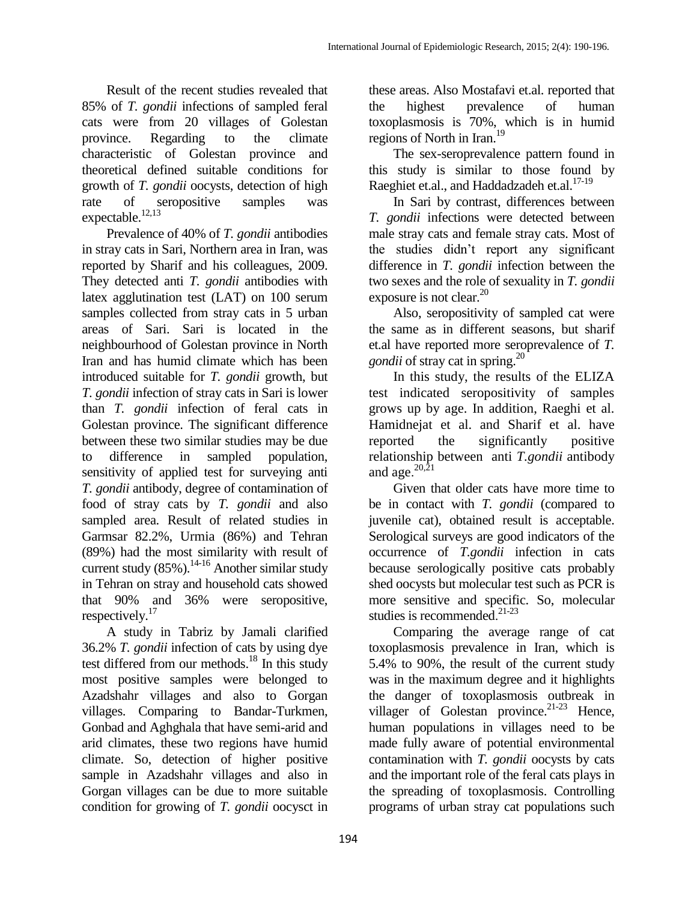Result of the recent studies revealed that 85% of *T. gondii* infections of sampled feral cats were from 20 villages of Golestan province. Regarding to the climate characteristic of Golestan province and theoretical defined suitable conditions for growth of *T. gondii* oocysts, detection of high rate of seropositive samples was expectable.[12,13]

Prevalence of 40% of *T. gondii* antibodies in stray cats in Sari, Northern area in Iran, was reported by Sharif and his colleagues, 2009. They detected anti *T. gondii* antibodies with latex agglutination test (LAT) on 100 serum samples collected from stray cats in 5 urban areas of Sari. Sari is located in the neighbourhood of Golestan province in North Iran and has humid climate which has been introduced suitable for *T. gondii* growth, but *T. gondii* infection of stray cats in Sari is lower than *T. gondii* infection of feral cats in Golestan province. The significant difference between these two similar studies may be due to difference in sampled population, sensitivity of applied test for surveying anti *T. gondii* antibody, degree of contamination of food of stray cats by *T. gondii* and also sampled area. Result of related studies in Garmsar 82.2%, Urmia (86%) and Tehran (89%) had the most similarity with result of current study (85%).[14-16] Another similar study in Tehran on stray and household cats showed that 90% and 36% were seropositive, respectively.[17]

A study in Tabriz by Jamali clarified 36.2% *T. gondii* infection of cats by using dye test differed from our methods.[18] In this study most positive samples were belonged to Azadshahr villages and also to Gorgan villages. Comparing to Bandar-Turkmen, Gonbad and Aghghala that have semi-arid and arid climates, these two regions have humid climate. So, detection of higher positive sample in Azadshahr villages and also in Gorgan villages can be due to more suitable condition for growing of *T. gondii* oocysct in these areas. Also Mostafavi et.al. reported that the highest prevalence of human toxoplasmosis is 70%, which is in humid regions of North in Iran.[19]

The sex-seroprevalence pattern found in this study is similar to those found by Raeghiet et.al., and Haddadzadeh et.al.[17-19]

In Sari by contrast, differences between *T. gondii* infections were detected between male stray cats and female stray cats. Most of the studies didn't report any significant difference in *T. gondii* infection between the two sexes and the role of sexuality in *T. gondii* exposure is not clear.[20]

Also, seropositivity of sampled cat were the same as in different seasons, but sharif et.al have reported more seroprevalence of *T. gondii* of stray cat in spring.[20]

In this study, the results of the ELIZA test indicated seropositivity of samples grows up by age. In addition, Raeghi et al. Hamidnejat et al. and Sharif et al. have reported the significantly positive relationship between anti *T.gondii* antibody and age.[20,21]

Given that older cats have more time to be in contact with *T. gondii* (compared to juvenile cat), obtained result is acceptable. Serological surveys are good indicators of the occurrence of *T.gondii* infection in cats because serologically positive cats probably shed oocysts but molecular test such as PCR is more sensitive and specific. So, molecular studies is recommended.[21-23]

Comparing the average range of cat toxoplasmosis prevalence in Iran, which is 5.4% to 90%, the result of the current study was in the maximum degree and it highlights the danger of toxoplasmosis outbreak in villager of Golestan province.[21-23] Hence, human populations in villages need to be made fully aware of potential environmental contamination with *T. gondii* oocysts by cats and the important role of the feral cats plays in the spreading of toxoplasmosis. Controlling programs of urban stray cat populations such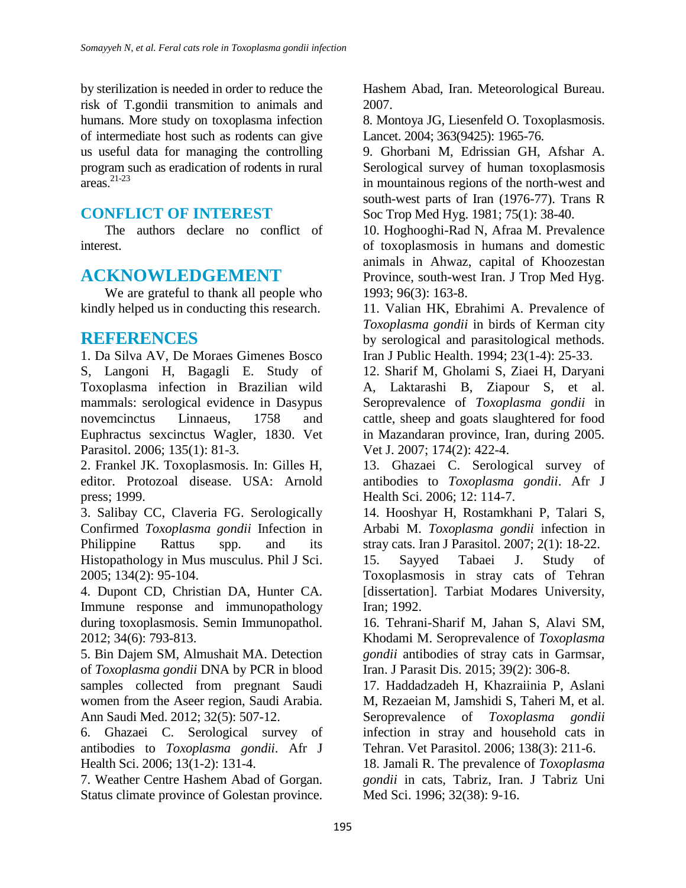by sterilization is needed in order to reduce the risk of T.gondii transmition to animals and humans. More study on toxoplasma infection of intermediate host such as rodents can give us useful data for managing the controlling program such as eradication of rodents in rural areas.[21-23]

## CONFLICT OF INTEREST

The authors declare no conflict of interest.

## ACKNOWLEDGEMENT

We are grateful to thank all people who kindly helped us in conducting this research.

## REFERENCES

1. Da Silva AV, De Moraes Gimenes Bosco S, Langoni H, Bagagli E. Study of Toxoplasma infection in Brazilian wild mammals: serological evidence in Dasypus novemcinctus Linnaeus, 1758 and Euphractus sexcinctus Wagler, 1830. Vet Parasitol. 2006; 135(1): 81-3.
2. Frankel JK. Toxoplasmosis. In: Gilles H, editor. Protozoal disease. USA: Arnold press; 1999.
3. Salibay CC, Claveria FG. Serologically Confirmed *Toxoplasma gondii* Infection in Philippine Rattus spp. and its Histopathology in Mus musculus. Phil J Sci. 2005; 134(2): 95-104.
4. Dupont CD, Christian DA, Hunter CA. Immune response and immunopathology during toxoplasmosis. Semin Immunopathol. 2012; 34(6): 793-813.
5. Bin Dajem SM, Almushait MA. Detection of *Toxoplasma gondii* DNA by PCR in blood samples collected from pregnant Saudi women from the Aseer region, Saudi Arabia. Ann Saudi Med. 2012; 32(5): 507-12.
6. Ghazaei C. Serological survey of antibodies to *Toxoplasma gondii*. Afr J Health Sci. 2006; 13(1-2): 131-4.
7. Weather Centre Hashem Abad of Gorgan. Status climate province of Golestan province. Hashem Abad, Iran. Meteorological Bureau. 2007.
8. Montoya JG, Liesenfeld O. Toxoplasmosis. Lancet. 2004; 363(9425): 1965-76.
9. Ghorbani M, Edrissian GH, Afshar A. Serological survey of human toxoplasmosis in mountainous regions of the north-west and south-west parts of Iran (1976-77). Trans R Soc Trop Med Hyg. 1981; 75(1): 38-40.
10. Hoghooghi-Rad N, Afraa M. Prevalence of toxoplasmosis in humans and domestic animals in Ahwaz, capital of Khoozestan Province, south-west Iran. J Trop Med Hyg. 1993; 96(3): 163-8.
11. Valian HK, Ebrahimi A. Prevalence of *Toxoplasma gondii* in birds of Kerman city by serological and parasitological methods. Iran J Public Health. 1994; 23(1-4): 25-33.
12. Sharif M, Gholami S, Ziaei H, Daryani A, Laktarashi B, Ziapour S, et al. Seroprevalence of *Toxoplasma gondii* in cattle, sheep and goats slaughtered for food in Mazandaran province, Iran, during 2005. Vet J. 2007; 174(2): 422-4.
13. Ghazaei C. Serological survey of antibodies to *Toxoplasma gondii*. Afr J Health Sci. 2006; 12: 114-7.
14. Hooshyar H, Rostamkhani P, Talari S, Arbabi M. *Toxoplasma gondii* infection in stray cats. Iran J Parasitol. 2007; 2(1): 18-22.
15. Sayyed Tabaei J. Study of Toxoplasmosis in stray cats of Tehran [dissertation]. Tarbiat Modares University, Iran; 1992.
16. Tehrani-Sharif M, Jahan S, Alavi SM, Khodami M. Seroprevalence of *Toxoplasma gondii* antibodies of stray cats in Garmsar, Iran. J Parasit Dis. 2015; 39(2): 306-8.
17. Haddadzadeh H, Khazraiinia P, Aslani M, Rezaeian M, Jamshidi S, Taheri M, et al. Seroprevalence of *Toxoplasma gondii* infection in stray and household cats in Tehran. Vet Parasitol. 2006; 138(3): 211-6.
18. Jamali R. The prevalence of *Toxoplasma gondii* in cats, Tabriz, Iran. J Tabriz Uni Med Sci. 1996; 32(38): 9-16.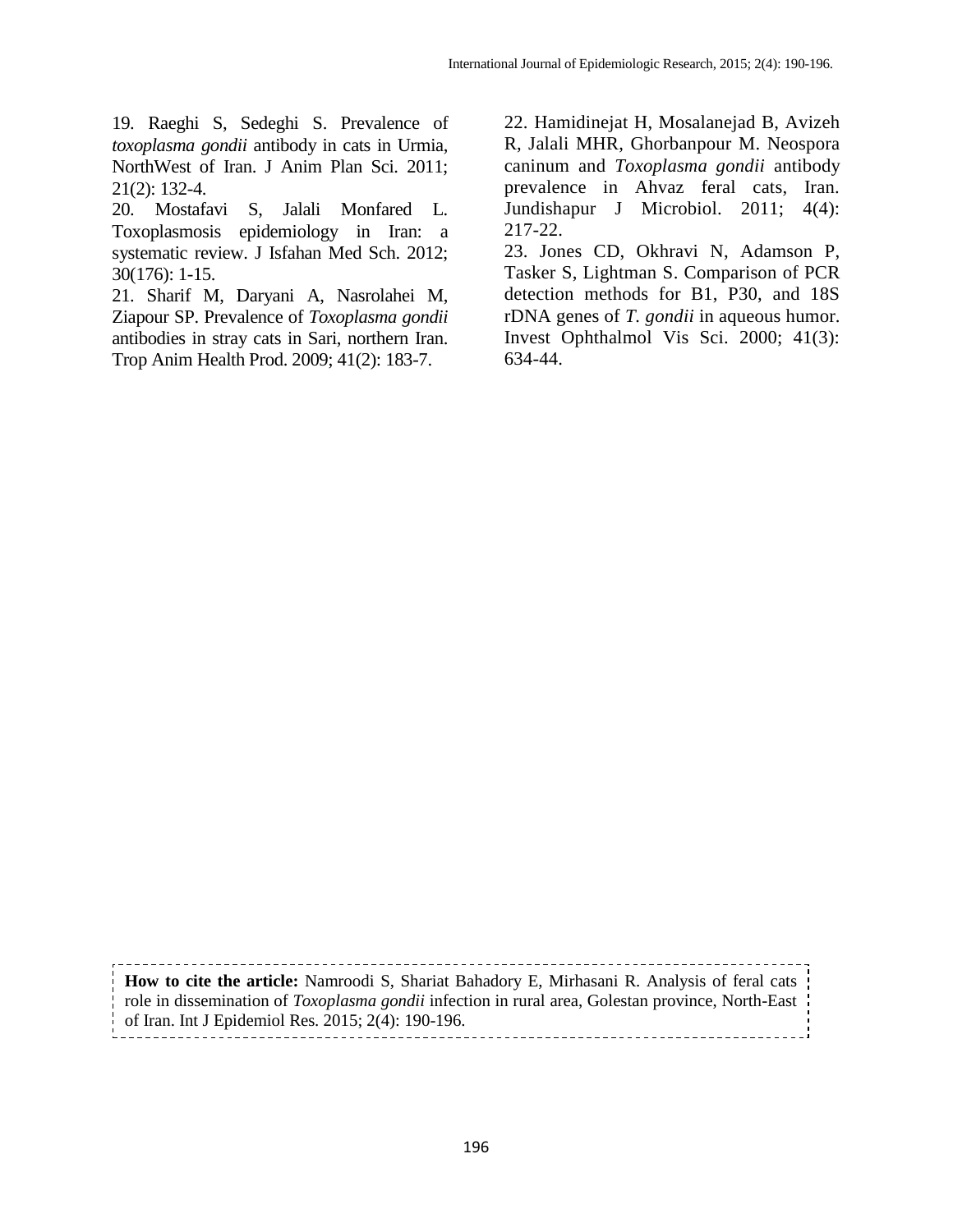19. Raeghi S, Sedeghi S. Prevalence of *toxoplasma gondii* antibody in cats in Urmia, NorthWest of Iran. J Anim Plan Sci. 2011; 21(2): 132-4.

20. Mostafavi S, Jalali Monfared L. Toxoplasmosis epidemiology in Iran: a systematic review. J Isfahan Med Sch. 2012; 30(176): 1-15.

21. Sharif M, Daryani A, Nasrolahei M, Ziapour SP. Prevalence of *Toxoplasma gondii* antibodies in stray cats in Sari, northern Iran. Trop Anim Health Prod. 2009; 41(2): 183-7.

22. Hamidinejat H, Mosalanejad B, Avizeh R, Jalali MHR, Ghorbanpour M. Neospora caninum and *Toxoplasma gondii* antibody prevalence in Ahvaz feral cats, Iran. Jundishapur J Microbiol. 2011; 4(4): 217-22.

23. Jones CD, Okhravi N, Adamson P, Tasker S, Lightman S. Comparison of PCR detection methods for B1, P30, and 18S rDNA genes of *T. gondii* in aqueous humor. Invest Ophthalmol Vis Sci. 2000; 41(3): 634-44.

**How to cite the article:** Namroodi S, Shariat Bahadory E, Mirhasani R. Analysis of feral cats role in dissemination of *Toxoplasma gondii* infection in rural area, Golestan province, North-East of Iran. Int J Epidemiol Res. 2015; 2(4): 190-196.